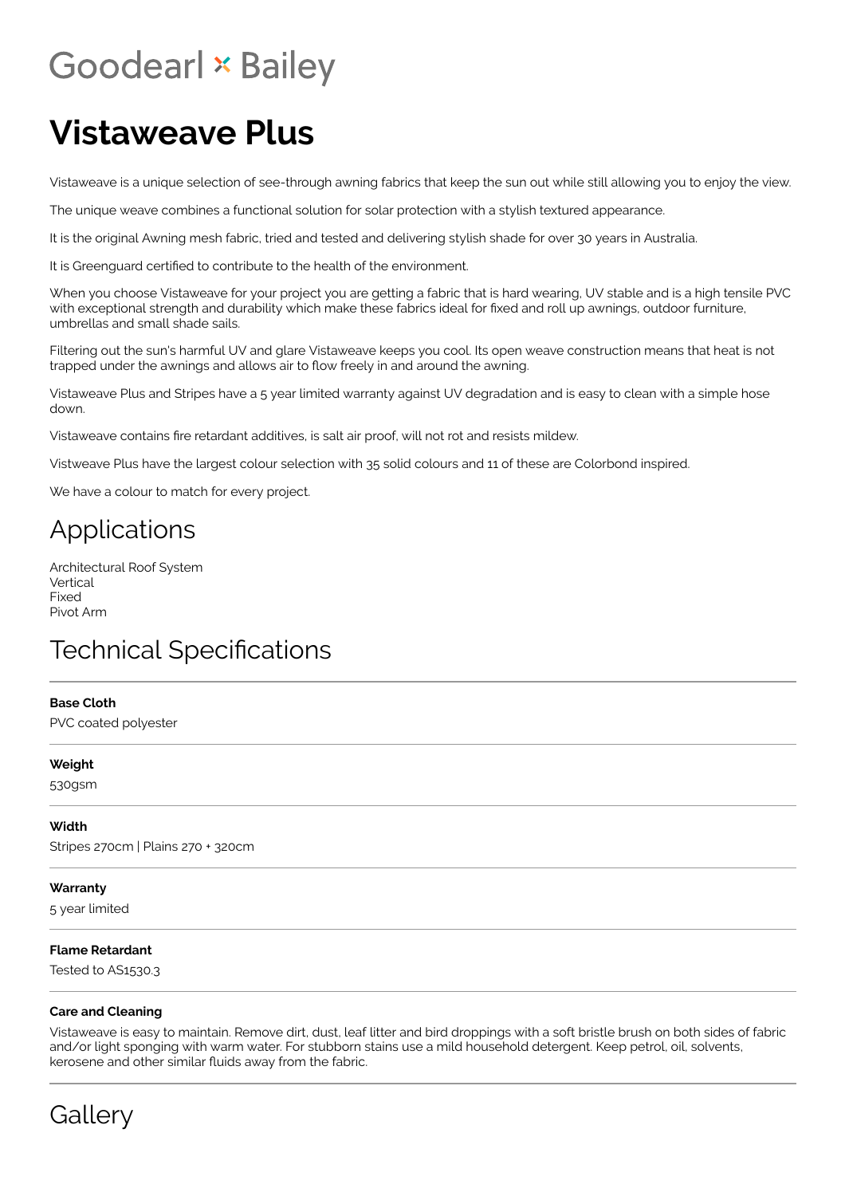Goodearl × Bailey

# Vistaweave Plus

Vistaweave is a unique selection of see-through awning fabrics that keep the sun out while still allowing you to enjoy the view.

The unique weave combines a functional solution for solar protection with a stylish textured appearance.

It is the original Awning mesh fabric, tried and tested and delivering stylish shade for over 30 years in Australia.

It is Greenguard certified to contribute to the health of the environment.

When you choose Vistaweave for your project you are getting a fabric that is hard wearing, UV stable and is a high tensile PVC with exceptional strength and durability which make these fabrics ideal for fixed and roll up awnings, outdoor furniture, umbrellas and small shade sails.

Filtering out the sun's harmful UV and glare Vistaweave keeps you cool. Its open weave construction means that heat is not trapped under the awnings and allows air to flow freely in and around the awning.

Vistaweave Plus and Stripes have a 5 year limited warranty against UV degradation and is easy to clean with a simple hose down.

Vistaweave contains fire retardant additives, is salt air proof, will not rot and resists mildew.

Vistweave Plus have the largest colour selection with 35 solid colours and 11 of these are Colorbond inspired.

We have a colour to match for every project.

## Applications

Architectural Roof System
Vertical
Fixed
Pivot Arm

## Technical Specifications

**Base Cloth**

PVC coated polyester

**Weight**

530gsm

**Width**

Stripes 270cm | Plains 270 + 320cm

**Warranty**

5 year limited

**Flame Retardant**

Tested to AS1530.3

**Care and Cleaning**

Vistaweave is easy to maintain. Remove dirt, dust, leaf litter and bird droppings with a soft bristle brush on both sides of fabric and/or light sponging with warm water. For stubborn stains use a mild household detergent. Keep petrol, oil, solvents, kerosene and other similar fluids away from the fabric.

## Gallery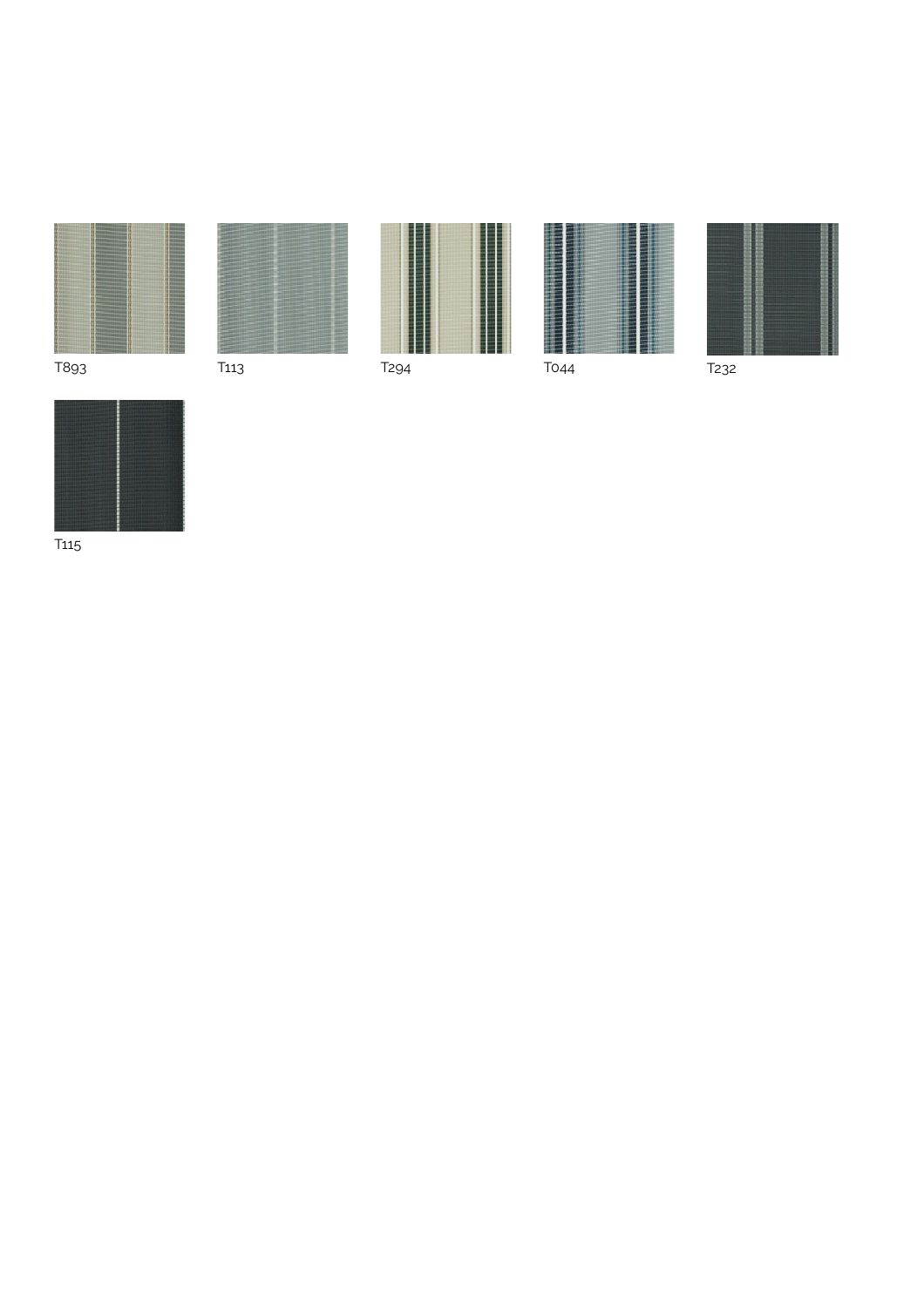T893

T113

T294

T044

T232

T115